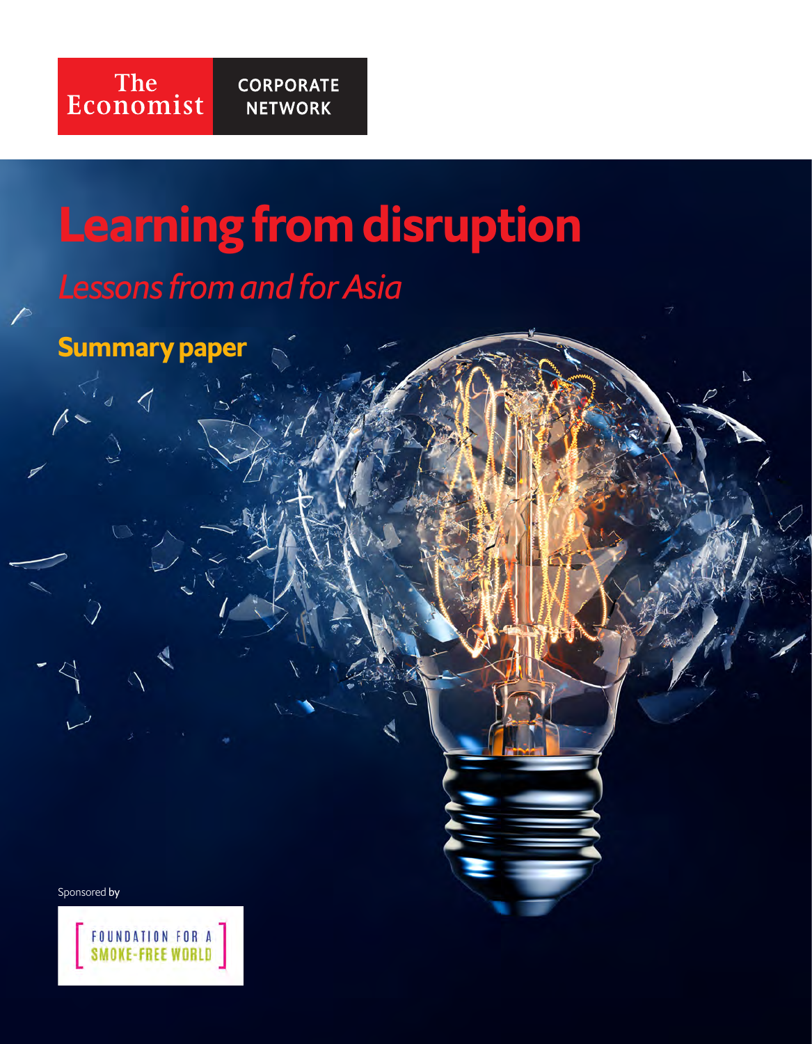The Economist | CORPORATE NETWORK

# Learning from disruption

*Lessons from and for Asia*

## Summary paper

Sponsored by

FOUNDATION FOR A SMOKE-FREE WORLD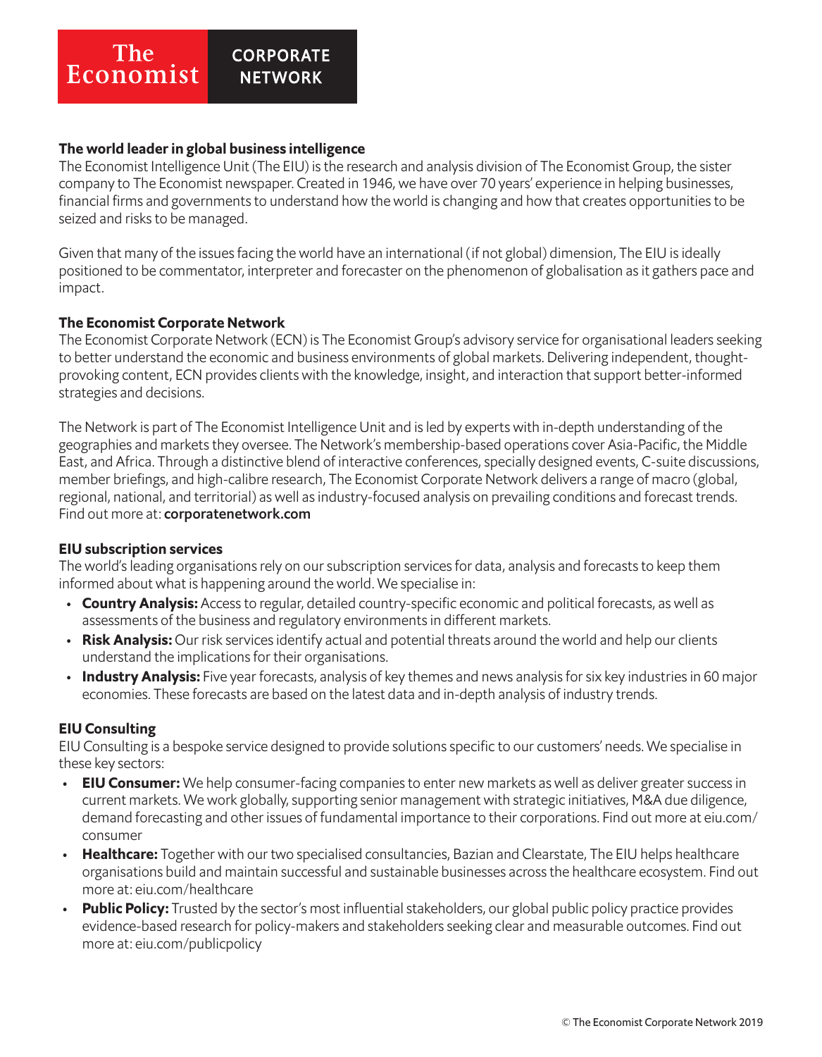The Economist | CORPORATE NETWORK

**The world leader in global business intelligence**

The Economist Intelligence Unit (The EIU) is the research and analysis division of The Economist Group, the sister company to The Economist newspaper. Created in 1946, we have over 70 years' experience in helping businesses, financial firms and governments to understand how the world is changing and how that creates opportunities to be seized and risks to be managed.

Given that many of the issues facing the world have an international (if not global) dimension, The EIU is ideally positioned to be commentator, interpreter and forecaster on the phenomenon of globalisation as it gathers pace and impact.

**The Economist Corporate Network**

The Economist Corporate Network (ECN) is The Economist Group's advisory service for organisational leaders seeking to better understand the economic and business environments of global markets. Delivering independent, thought-provoking content, ECN provides clients with the knowledge, insight, and interaction that support better-informed strategies and decisions.

The Network is part of The Economist Intelligence Unit and is led by experts with in-depth understanding of the geographies and markets they oversee. The Network's membership-based operations cover Asia-Pacific, the Middle East, and Africa. Through a distinctive blend of interactive conferences, specially designed events, C-suite discussions, member briefings, and high-calibre research, The Economist Corporate Network delivers a range of macro (global, regional, national, and territorial) as well as industry-focused analysis on prevailing conditions and forecast trends. Find out more at: **corporatenetwork.com**

**EIU subscription services**

The world's leading organisations rely on our subscription services for data, analysis and forecasts to keep them informed about what is happening around the world. We specialise in:

- **Country Analysis:** Access to regular, detailed country-specific economic and political forecasts, as well as assessments of the business and regulatory environments in different markets.
- **Risk Analysis:** Our risk services identify actual and potential threats around the world and help our clients understand the implications for their organisations.
- **Industry Analysis:** Five year forecasts, analysis of key themes and news analysis for six key industries in 60 major economies. These forecasts are based on the latest data and in-depth analysis of industry trends.

**EIU Consulting**

EIU Consulting is a bespoke service designed to provide solutions specific to our customers' needs. We specialise in these key sectors:

- **EIU Consumer:** We help consumer-facing companies to enter new markets as well as deliver greater success in current markets. We work globally, supporting senior management with strategic initiatives, M&A due diligence, demand forecasting and other issues of fundamental importance to their corporations. Find out more at eiu.com/consumer
- **Healthcare:** Together with our two specialised consultancies, Bazian and Clearstate, The EIU helps healthcare organisations build and maintain successful and sustainable businesses across the healthcare ecosystem. Find out more at: eiu.com/healthcare
- **Public Policy:** Trusted by the sector's most influential stakeholders, our global public policy practice provides evidence-based research for policy-makers and stakeholders seeking clear and measurable outcomes. Find out more at: eiu.com/publicpolicy

© The Economist Corporate Network 2019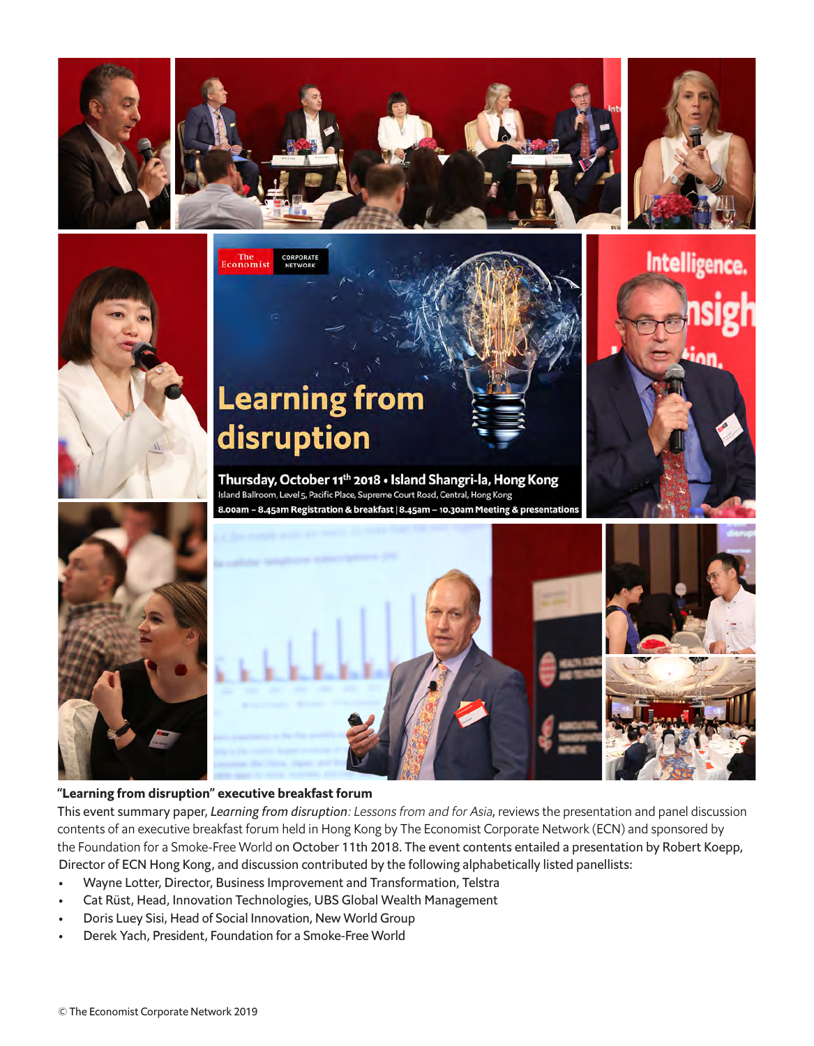**“Learning from disruption” executive breakfast forum**

This event summary paper, *Learning from disruption: Lessons from and for Asia*, reviews the presentation and panel discussion contents of an executive breakfast forum held in Hong Kong by The Economist Corporate Network (ECN) and sponsored by the Foundation for a Smoke-Free World on October 11th 2018. The event contents entailed a presentation by Robert Koepp, Director of ECN Hong Kong, and discussion contributed by the following alphabetically listed panellists:

- Wayne Lotter, Director, Business Improvement and Transformation, Telstra
- Cat Rüst, Head, Innovation Technologies, UBS Global Wealth Management
- Doris Luey Sisi, Head of Social Innovation, New World Group
- Derek Yach, President, Foundation for a Smoke-Free World

© The Economist Corporate Network 2019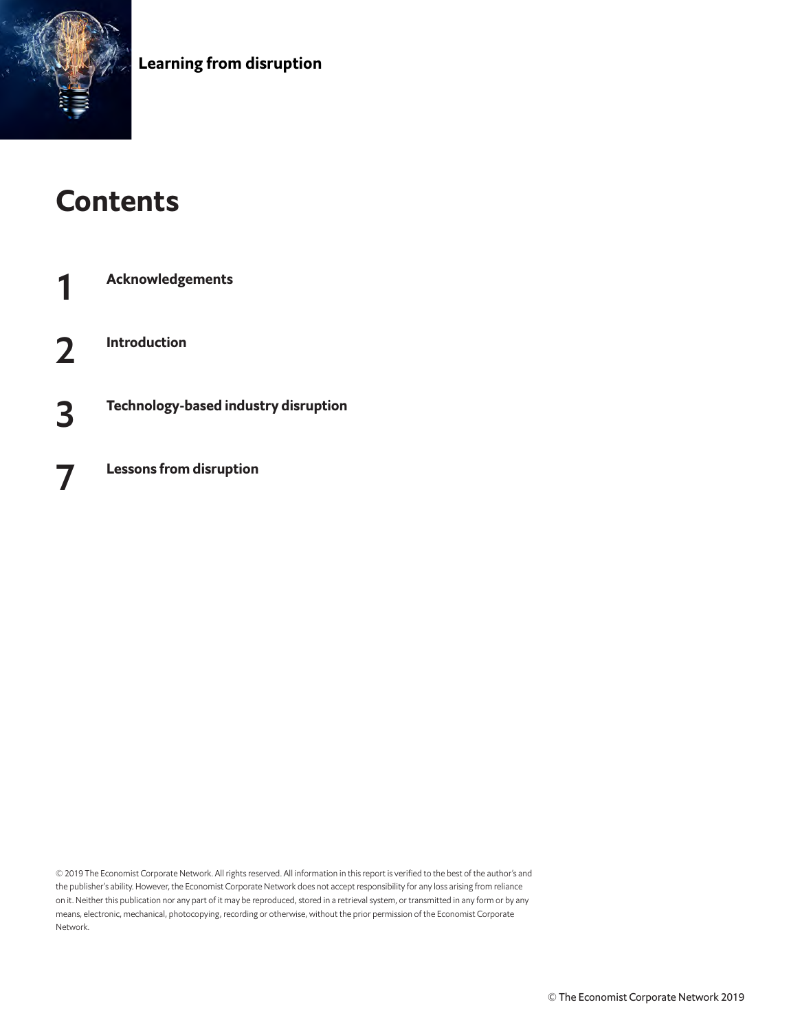**Learning from disruption**

# Contents

| | |
|---|---|
| 1 | **Acknowledgements** |
| 2 | **Introduction** |
| 3 | **Technology-based industry disruption** |
| 7 | **Lessons from disruption** |

© 2019 The Economist Corporate Network. All rights reserved. All information in this report is verified to the best of the author's and the publisher's ability. However, the Economist Corporate Network does not accept responsibility for any loss arising from reliance on it. Neither this publication nor any part of it may be reproduced, stored in a retrieval system, or transmitted in any form or by any means, electronic, mechanical, photocopying, recording or otherwise, without the prior permission of the Economist Corporate Network.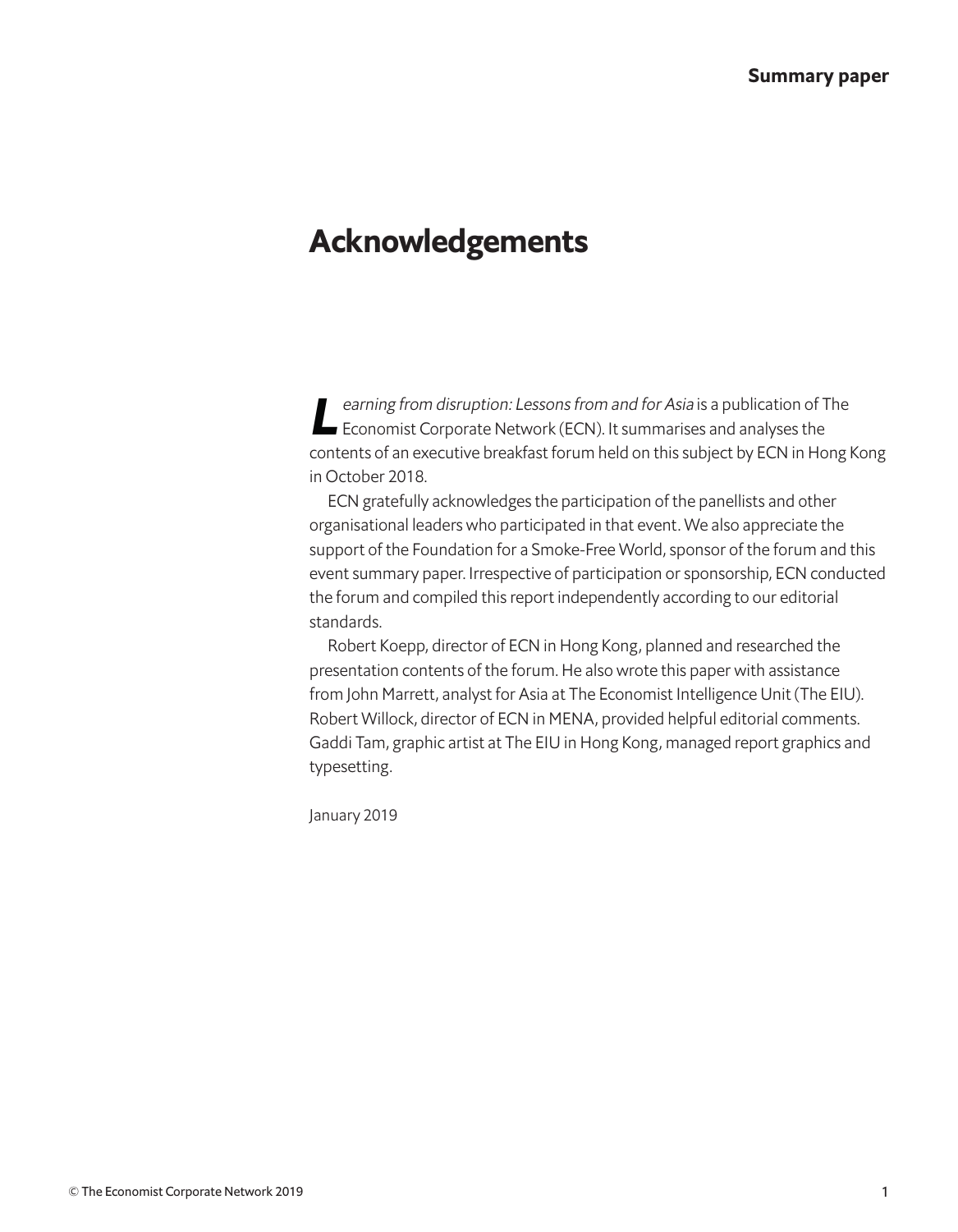# Acknowledgements

*Learning from disruption: Lessons from and for Asia* is a publication of The Economist Corporate Network (ECN). It summarises and analyses the contents of an executive breakfast forum held on this subject by ECN in Hong Kong in October 2018.

ECN gratefully acknowledges the participation of the panellists and other organisational leaders who participated in that event. We also appreciate the support of the Foundation for a Smoke-Free World, sponsor of the forum and this event summary paper. Irrespective of participation or sponsorship, ECN conducted the forum and compiled this report independently according to our editorial standards.

Robert Koepp, director of ECN in Hong Kong, planned and researched the presentation contents of the forum. He also wrote this paper with assistance from John Marrett, analyst for Asia at The Economist Intelligence Unit (The EIU). Robert Willock, director of ECN in MENA, provided helpful editorial comments. Gaddi Tam, graphic artist at The EIU in Hong Kong, managed report graphics and typesetting.

January 2019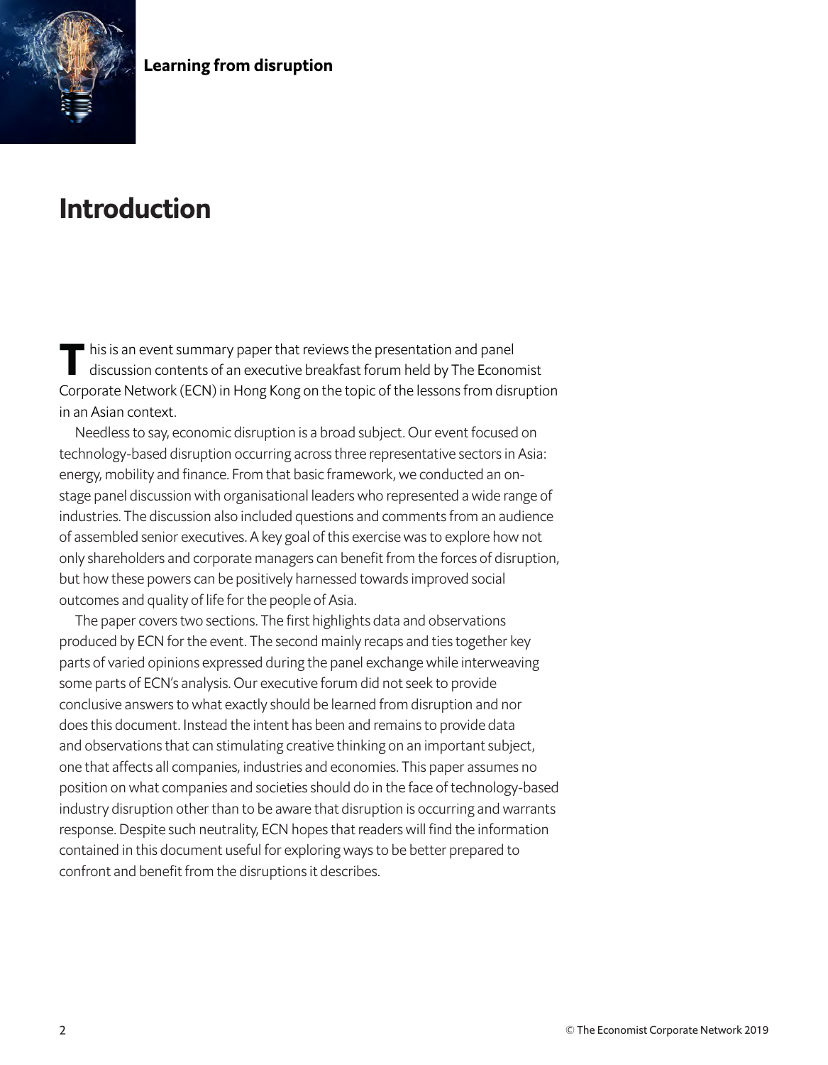# Introduction

This is an event summary paper that reviews the presentation and panel discussion contents of an executive breakfast forum held by The Economist Corporate Network (ECN) in Hong Kong on the topic of the lessons from disruption in an Asian context.

Needless to say, economic disruption is a broad subject. Our event focused on technology-based disruption occurring across three representative sectors in Asia: energy, mobility and finance. From that basic framework, we conducted an on-stage panel discussion with organisational leaders who represented a wide range of industries. The discussion also included questions and comments from an audience of assembled senior executives. A key goal of this exercise was to explore how not only shareholders and corporate managers can benefit from the forces of disruption, but how these powers can be positively harnessed towards improved social outcomes and quality of life for the people of Asia.

The paper covers two sections. The first highlights data and observations produced by ECN for the event. The second mainly recaps and ties together key parts of varied opinions expressed during the panel exchange while interweaving some parts of ECN's analysis. Our executive forum did not seek to provide conclusive answers to what exactly should be learned from disruption and nor does this document. Instead the intent has been and remains to provide data and observations that can stimulating creative thinking on an important subject, one that affects all companies, industries and economies. This paper assumes no position on what companies and societies should do in the face of technology-based industry disruption other than to be aware that disruption is occurring and warrants response. Despite such neutrality, ECN hopes that readers will find the information contained in this document useful for exploring ways to be better prepared to confront and benefit from the disruptions it describes.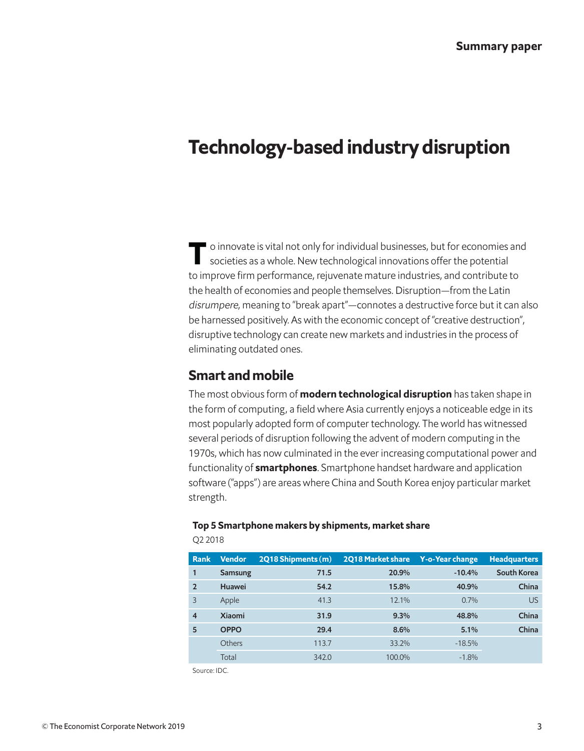# Technology-based industry disruption

To innovate is vital not only for individual businesses, but for economies and societies as a whole. New technological innovations offer the potential to improve firm performance, rejuvenate mature industries, and contribute to the health of economies and people themselves. Disruption—from the Latin *disrumpere*, meaning to "break apart"—connotes a destructive force but it can also be harnessed positively. As with the economic concept of "creative destruction", disruptive technology can create new markets and industries in the process of eliminating outdated ones.

## Smart and mobile

The most obvious form of **modern technological disruption** has taken shape in the form of computing, a field where Asia currently enjoys a noticeable edge in its most popularly adopted form of computer technology. The world has witnessed several periods of disruption following the advent of modern computing in the 1970s, which has now culminated in the ever increasing computational power and functionality of **smartphones**. Smartphone handset hardware and application software ("apps") are areas where China and South Korea enjoy particular market strength.

**Top 5 Smartphone makers by shipments, market share**

Q2 2018

| Rank | Vendor | 2Q18 Shipments (m) | 2Q18 Market share | Y-o-Year change | Headquarters |
|---|---|---|---|---|---|
| **1** | **Samsung** | **71.5** | **20.9%** | **-10.4%** | **South Korea** |
| **2** | **Huawei** | **54.2** | **15.8%** | **40.9%** | **China** |
| 3 | Apple | 41.3 | 12.1% | 0.7% | US |
| **4** | **Xiaomi** | **31.9** | **9.3%** | **48.8%** | **China** |
| **5** | **OPPO** | **29.4** | **8.6%** | **5.1%** | **China** |
| | Others | 113.7 | 33.2% | -18.5% | |
| | Total | 342.0 | 100.0% | -1.8% | |

Source: IDC.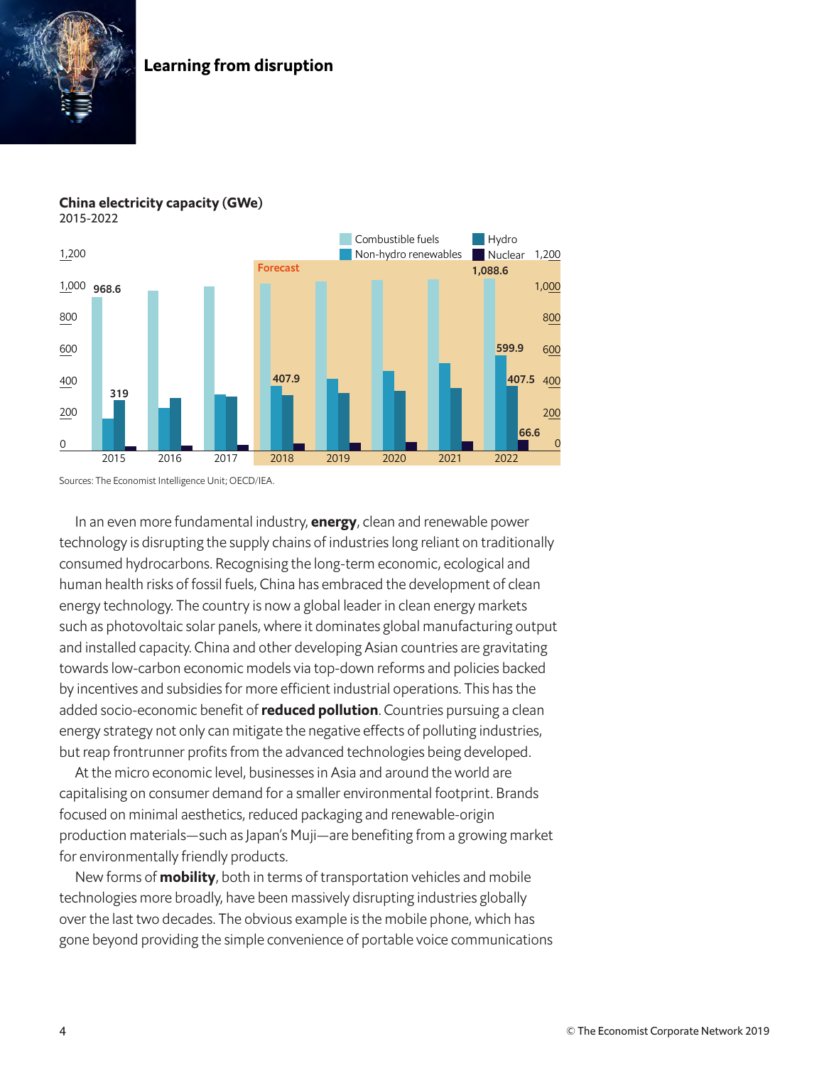## Learning from disruption

**China electricity capacity (GWe)**
2015-2022

| Year | Combustible fuels | Non-hydro renewables | Hydro | Nuclear |
|---|---|---|---|---|
| 2015 | 968.6 | | 319 | |
| 2016 | | | | |
| 2017 | | | | |
| 2018 (Forecast) | | 407.9 | | |
| 2019 (Forecast) | | | | |
| 2020 (Forecast) | | | | |
| 2021 (Forecast) | | | | |
| 2022 (Forecast) | 1,088.6 | 599.9 | 407.5 | 66.6 |

Sources: The Economist Intelligence Unit; OECD/IEA.

In an even more fundamental industry, **energy**, clean and renewable power technology is disrupting the supply chains of industries long reliant on traditionally consumed hydrocarbons. Recognising the long-term economic, ecological and human health risks of fossil fuels, China has embraced the development of clean energy technology. The country is now a global leader in clean energy markets such as photovoltaic solar panels, where it dominates global manufacturing output and installed capacity. China and other developing Asian countries are gravitating towards low-carbon economic models via top-down reforms and policies backed by incentives and subsidies for more efficient industrial operations. This has the added socio-economic benefit of **reduced pollution**. Countries pursuing a clean energy strategy not only can mitigate the negative effects of polluting industries, but reap frontrunner profits from the advanced technologies being developed.

At the micro economic level, businesses in Asia and around the world are capitalising on consumer demand for a smaller environmental footprint. Brands focused on minimal aesthetics, reduced packaging and renewable-origin production materials—such as Japan's Muji—are benefiting from a growing market for environmentally friendly products.

New forms of **mobility**, both in terms of transportation vehicles and mobile technologies more broadly, have been massively disrupting industries globally over the last two decades. The obvious example is the mobile phone, which has gone beyond providing the simple convenience of portable voice communications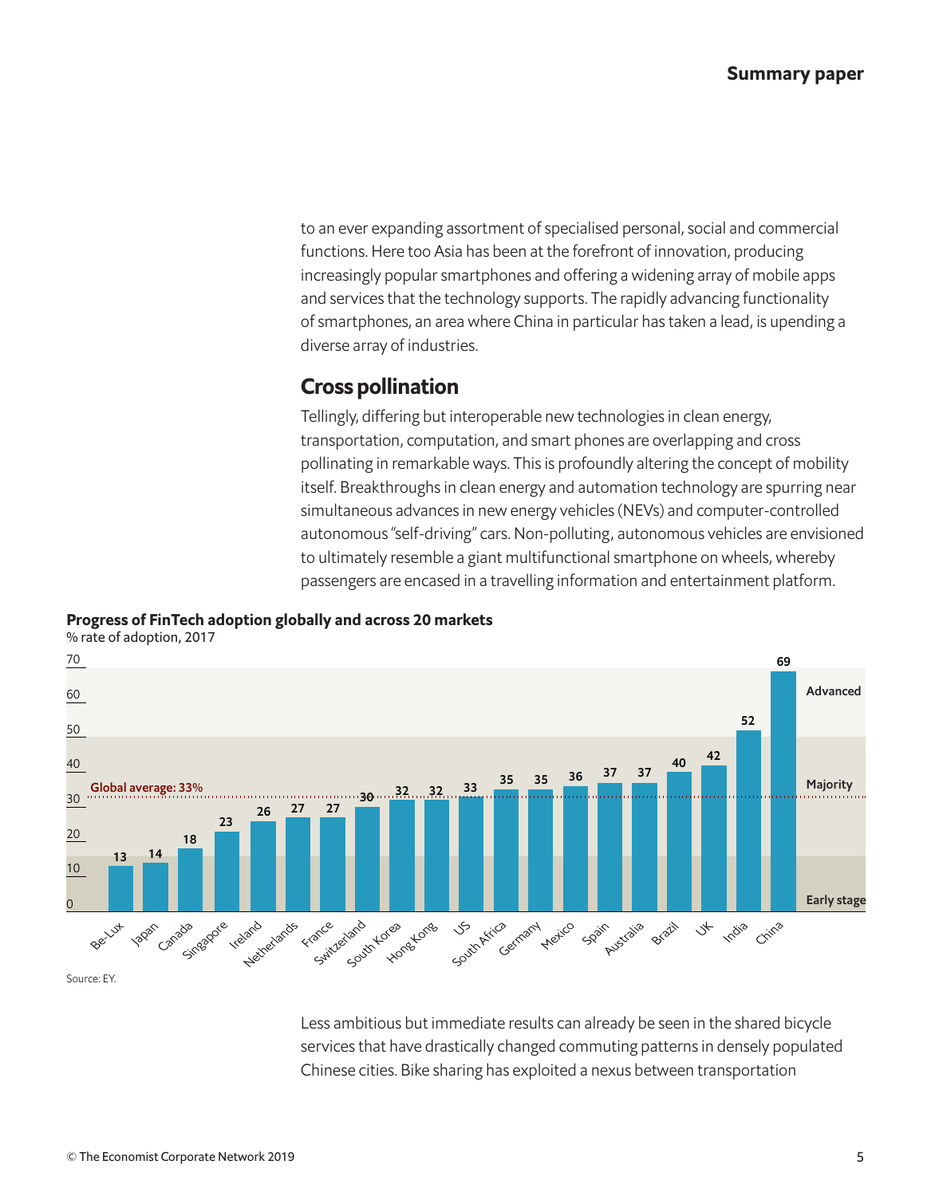to an ever expanding assortment of specialised personal, social and commercial functions. Here too Asia has been at the forefront of innovation, producing increasingly popular smartphones and offering a widening array of mobile apps and services that the technology supports. The rapidly advancing functionality of smartphones, an area where China in particular has taken a lead, is upending a diverse array of industries.

## Cross pollination

Tellingly, differing but interoperable new technologies in clean energy, transportation, computation, and smart phones are overlapping and cross pollinating in remarkable ways. This is profoundly altering the concept of mobility itself. Breakthroughs in clean energy and automation technology are spurring near simultaneous advances in new energy vehicles (NEVs) and computer-controlled autonomous "self-driving" cars. Non-polluting, autonomous vehicles are envisioned to ultimately resemble a giant multifunctional smartphone on wheels, whereby passengers are encased in a travelling information and entertainment platform.

**Progress of FinTech adoption globally and across 20 markets**

% rate of adoption, 2017

| Market | % rate of adoption |
| --- | --- |
| Be-Lux | 13 |
| Japan | 14 |
| Canada | 18 |
| Singapore | 23 |
| Ireland | 26 |
| Netherlands | 27 |
| France | 27 |
| Switzerland | 30 |
| South Korea | 32 |
| Hong Kong | 32 |
| US | 33 |
| South Africa | 35 |
| Germany | 35 |
| Mexico | 36 |
| Spain | 37 |
| Australia | 37 |
| Brazil | 40 |
| UK | 42 |
| India | 52 |
| China | 69 |

Global average: 33%

Bands: Early stage; Majority; Advanced

Source: EY.

Less ambitious but immediate results can already be seen in the shared bicycle services that have drastically changed commuting patterns in densely populated Chinese cities. Bike sharing has exploited a nexus between transportation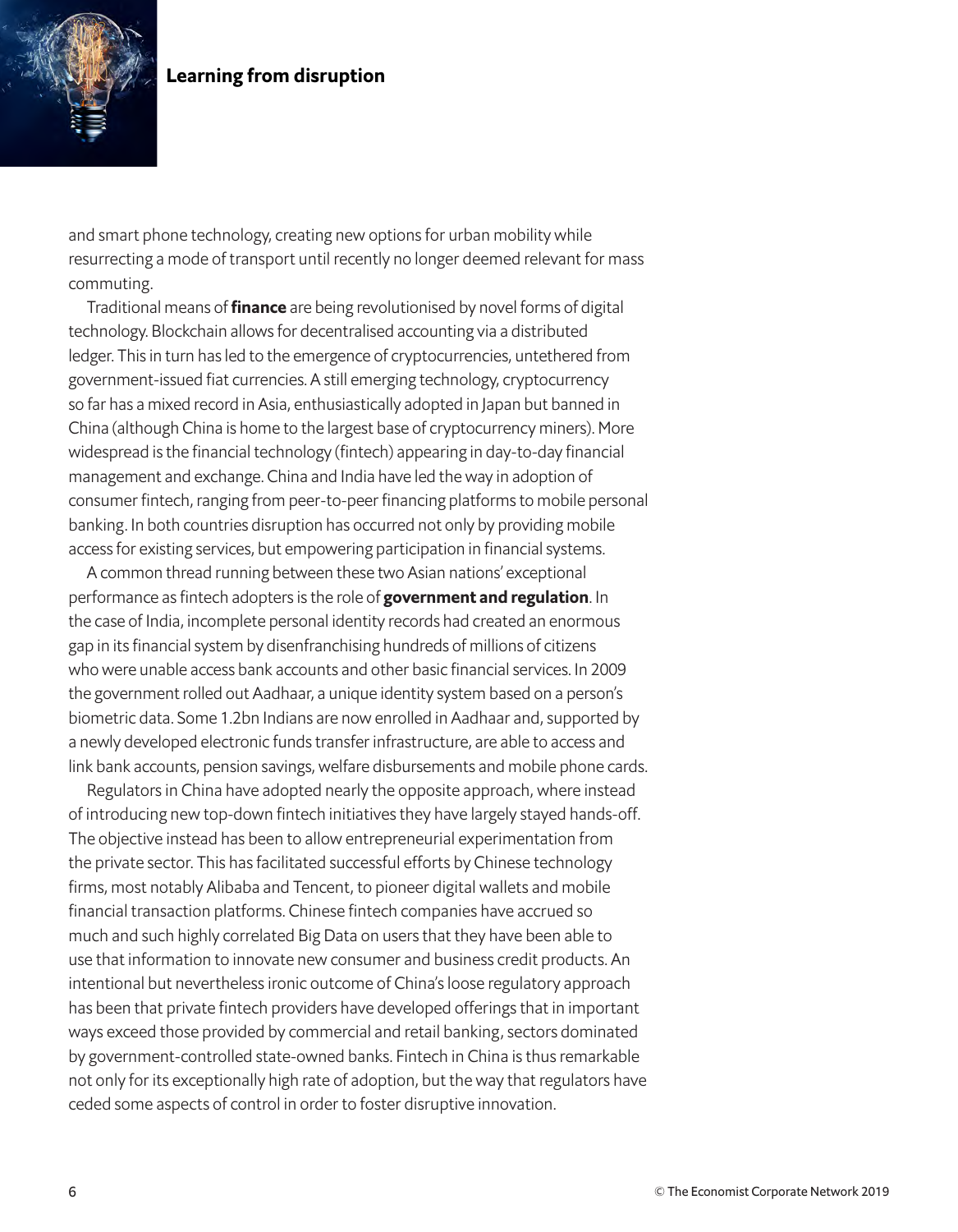and smart phone technology, creating new options for urban mobility while resurrecting a mode of transport until recently no longer deemed relevant for mass commuting.

Traditional means of **finance** are being revolutionised by novel forms of digital technology. Blockchain allows for decentralised accounting via a distributed ledger. This in turn has led to the emergence of cryptocurrencies, untethered from government-issued fiat currencies. A still emerging technology, cryptocurrency so far has a mixed record in Asia, enthusiastically adopted in Japan but banned in China (although China is home to the largest base of cryptocurrency miners). More widespread is the financial technology (fintech) appearing in day-to-day financial management and exchange. China and India have led the way in adoption of consumer fintech, ranging from peer-to-peer financing platforms to mobile personal banking. In both countries disruption has occurred not only by providing mobile access for existing services, but empowering participation in financial systems.

A common thread running between these two Asian nations' exceptional performance as fintech adopters is the role of **government and regulation**. In the case of India, incomplete personal identity records had created an enormous gap in its financial system by disenfranchising hundreds of millions of citizens who were unable access bank accounts and other basic financial services. In 2009 the government rolled out Aadhaar, a unique identity system based on a person's biometric data. Some 1.2bn Indians are now enrolled in Aadhaar and, supported by a newly developed electronic funds transfer infrastructure, are able to access and link bank accounts, pension savings, welfare disbursements and mobile phone cards.

Regulators in China have adopted nearly the opposite approach, where instead of introducing new top-down fintech initiatives they have largely stayed hands-off. The objective instead has been to allow entrepreneurial experimentation from the private sector. This has facilitated successful efforts by Chinese technology firms, most notably Alibaba and Tencent, to pioneer digital wallets and mobile financial transaction platforms. Chinese fintech companies have accrued so much and such highly correlated Big Data on users that they have been able to use that information to innovate new consumer and business credit products. An intentional but nevertheless ironic outcome of China's loose regulatory approach has been that private fintech providers have developed offerings that in important ways exceed those provided by commercial and retail banking, sectors dominated by government-controlled state-owned banks. Fintech in China is thus remarkable not only for its exceptionally high rate of adoption, but the way that regulators have ceded some aspects of control in order to foster disruptive innovation.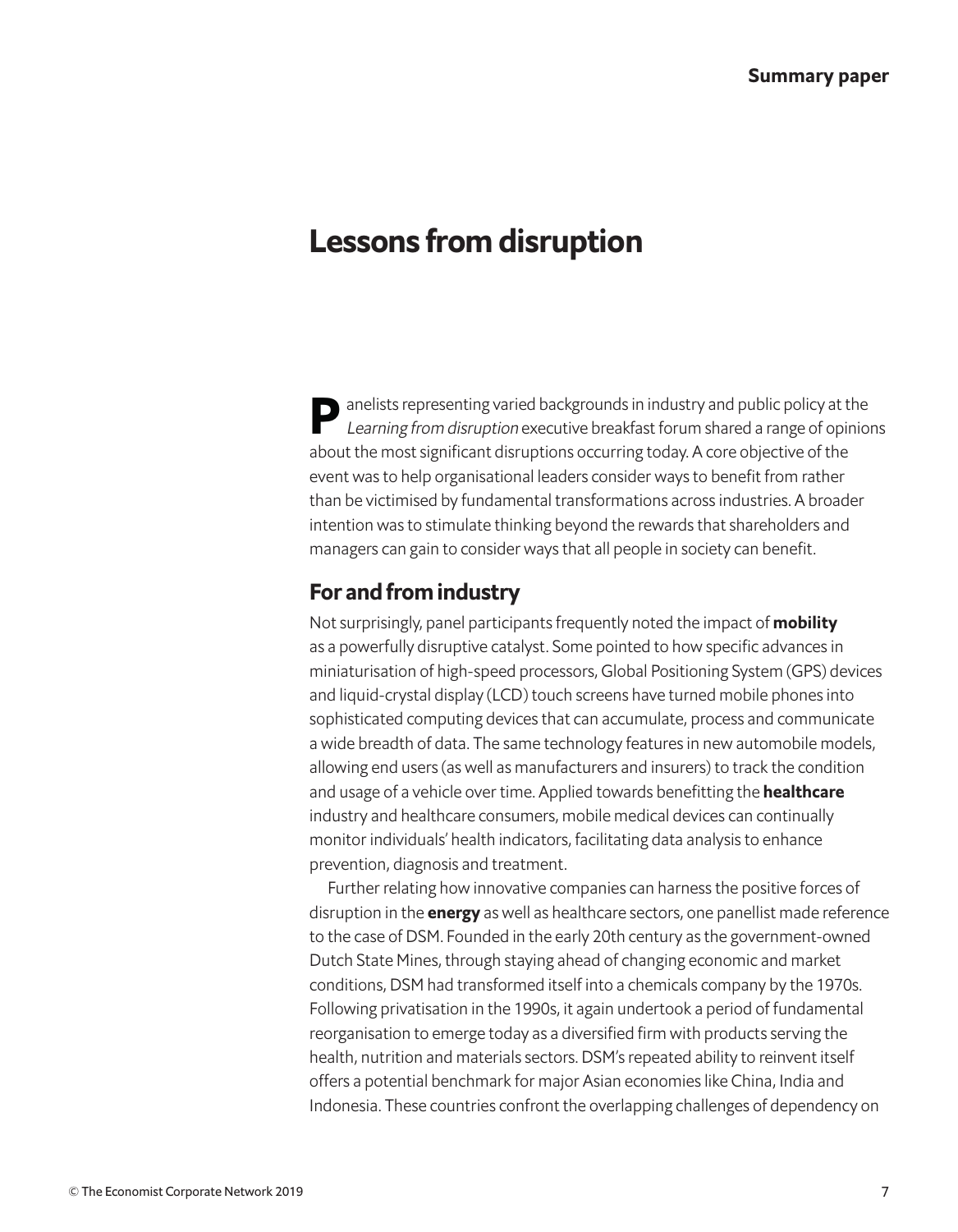# Lessons from disruption

Panelists representing varied backgrounds in industry and public policy at the *Learning from disruption* executive breakfast forum shared a range of opinions about the most significant disruptions occurring today. A core objective of the event was to help organisational leaders consider ways to benefit from rather than be victimised by fundamental transformations across industries. A broader intention was to stimulate thinking beyond the rewards that shareholders and managers can gain to consider ways that all people in society can benefit.

## For and from industry

Not surprisingly, panel participants frequently noted the impact of **mobility** as a powerfully disruptive catalyst. Some pointed to how specific advances in miniaturisation of high-speed processors, Global Positioning System (GPS) devices and liquid-crystal display (LCD) touch screens have turned mobile phones into sophisticated computing devices that can accumulate, process and communicate a wide breadth of data. The same technology features in new automobile models, allowing end users (as well as manufacturers and insurers) to track the condition and usage of a vehicle over time. Applied towards benefitting the **healthcare** industry and healthcare consumers, mobile medical devices can continually monitor individuals' health indicators, facilitating data analysis to enhance prevention, diagnosis and treatment.

Further relating how innovative companies can harness the positive forces of disruption in the **energy** as well as healthcare sectors, one panellist made reference to the case of DSM. Founded in the early 20th century as the government-owned Dutch State Mines, through staying ahead of changing economic and market conditions, DSM had transformed itself into a chemicals company by the 1970s. Following privatisation in the 1990s, it again undertook a period of fundamental reorganisation to emerge today as a diversified firm with products serving the health, nutrition and materials sectors. DSM's repeated ability to reinvent itself offers a potential benchmark for major Asian economies like China, India and Indonesia. These countries confront the overlapping challenges of dependency on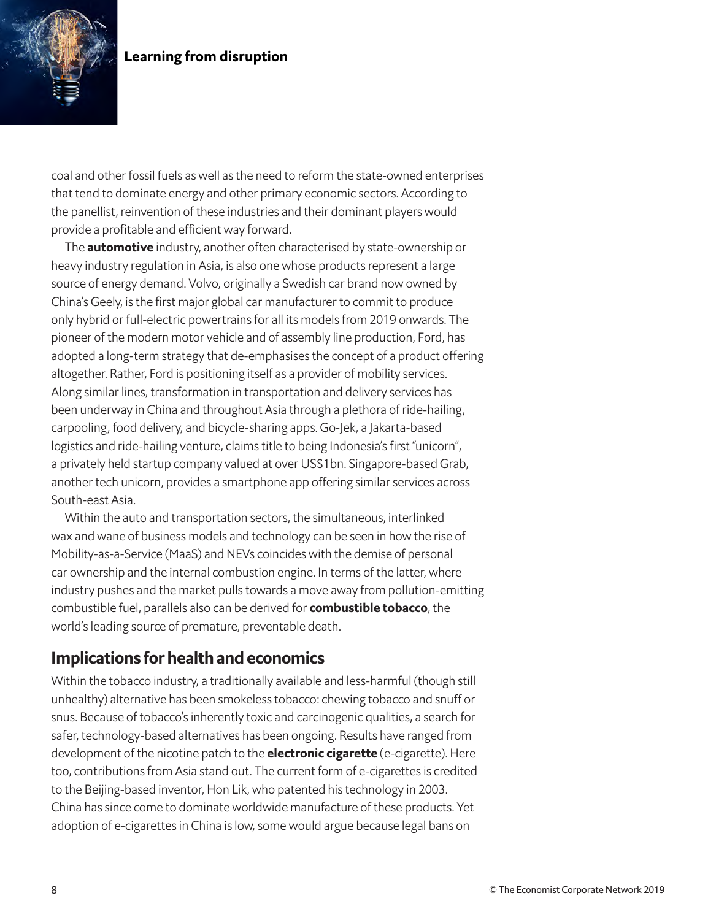coal and other fossil fuels as well as the need to reform the state-owned enterprises that tend to dominate energy and other primary economic sectors. According to the panellist, reinvention of these industries and their dominant players would provide a profitable and efficient way forward.

The **automotive** industry, another often characterised by state-ownership or heavy industry regulation in Asia, is also one whose products represent a large source of energy demand. Volvo, originally a Swedish car brand now owned by China's Geely, is the first major global car manufacturer to commit to produce only hybrid or full-electric powertrains for all its models from 2019 onwards. The pioneer of the modern motor vehicle and of assembly line production, Ford, has adopted a long-term strategy that de-emphasises the concept of a product offering altogether. Rather, Ford is positioning itself as a provider of mobility services. Along similar lines, transformation in transportation and delivery services has been underway in China and throughout Asia through a plethora of ride-hailing, carpooling, food delivery, and bicycle-sharing apps. Go-Jek, a Jakarta-based logistics and ride-hailing venture, claims title to being Indonesia's first "unicorn", a privately held startup company valued at over US$1bn. Singapore-based Grab, another tech unicorn, provides a smartphone app offering similar services across South-east Asia.

Within the auto and transportation sectors, the simultaneous, interlinked wax and wane of business models and technology can be seen in how the rise of Mobility-as-a-Service (MaaS) and NEVs coincides with the demise of personal car ownership and the internal combustion engine. In terms of the latter, where industry pushes and the market pulls towards a move away from pollution-emitting combustible fuel, parallels also can be derived for **combustible tobacco**, the world's leading source of premature, preventable death.

## Implications for health and economics

Within the tobacco industry, a traditionally available and less-harmful (though still unhealthy) alternative has been smokeless tobacco: chewing tobacco and snuff or snus. Because of tobacco's inherently toxic and carcinogenic qualities, a search for safer, technology-based alternatives has been ongoing. Results have ranged from development of the nicotine patch to the **electronic cigarette** (e-cigarette). Here too, contributions from Asia stand out. The current form of e-cigarettes is credited to the Beijing-based inventor, Hon Lik, who patented his technology in 2003. China has since come to dominate worldwide manufacture of these products. Yet adoption of e-cigarettes in China is low, some would argue because legal bans on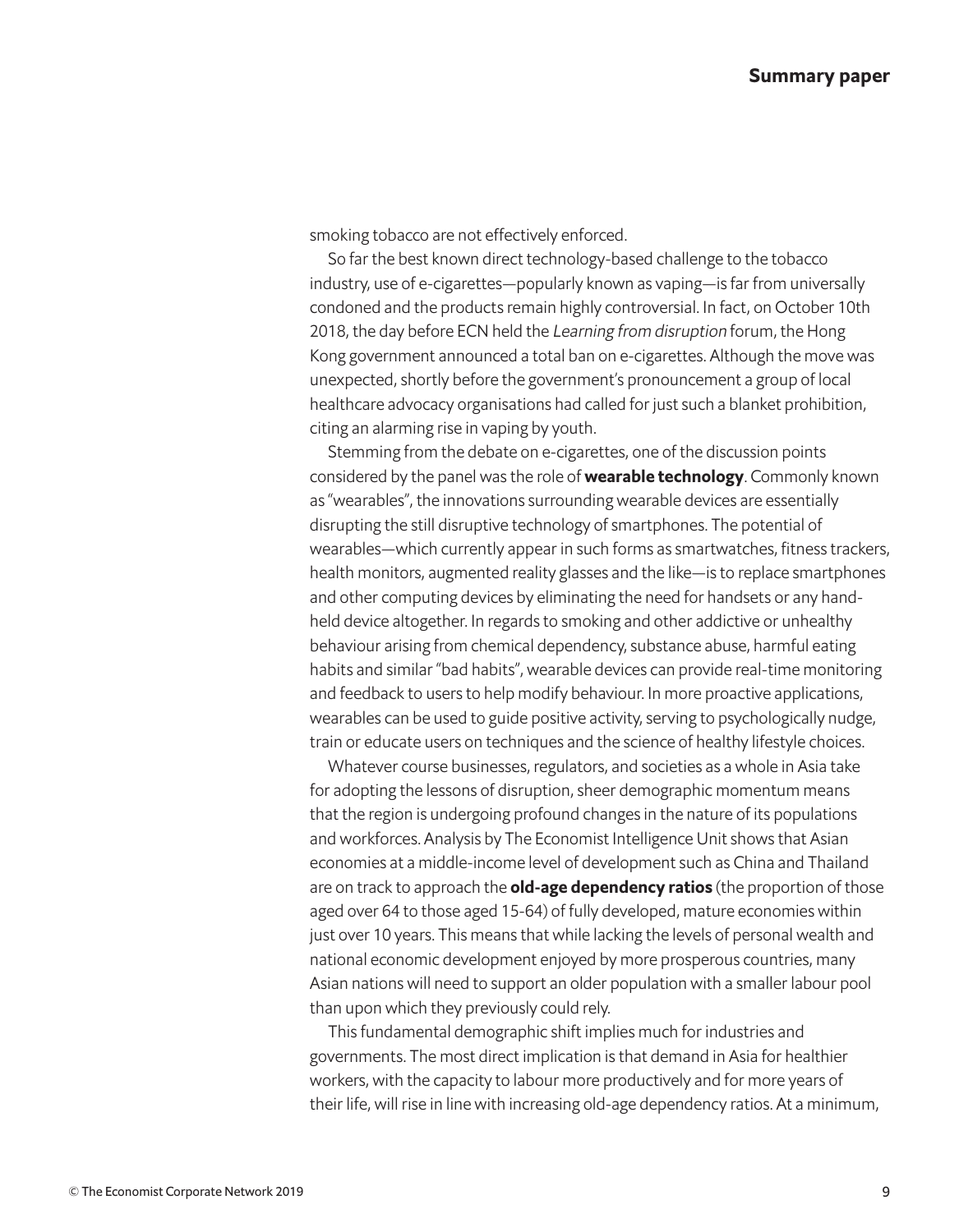smoking tobacco are not effectively enforced.

So far the best known direct technology-based challenge to the tobacco industry, use of e-cigarettes—popularly known as vaping—is far from universally condoned and the products remain highly controversial. In fact, on October 10th 2018, the day before ECN held the *Learning from disruption* forum, the Hong Kong government announced a total ban on e-cigarettes. Although the move was unexpected, shortly before the government's pronouncement a group of local healthcare advocacy organisations had called for just such a blanket prohibition, citing an alarming rise in vaping by youth.

Stemming from the debate on e-cigarettes, one of the discussion points considered by the panel was the role of **wearable technology**. Commonly known as "wearables", the innovations surrounding wearable devices are essentially disrupting the still disruptive technology of smartphones. The potential of wearables—which currently appear in such forms as smartwatches, fitness trackers, health monitors, augmented reality glasses and the like—is to replace smartphones and other computing devices by eliminating the need for handsets or any hand-held device altogether. In regards to smoking and other addictive or unhealthy behaviour arising from chemical dependency, substance abuse, harmful eating habits and similar "bad habits", wearable devices can provide real-time monitoring and feedback to users to help modify behaviour. In more proactive applications, wearables can be used to guide positive activity, serving to psychologically nudge, train or educate users on techniques and the science of healthy lifestyle choices.

Whatever course businesses, regulators, and societies as a whole in Asia take for adopting the lessons of disruption, sheer demographic momentum means that the region is undergoing profound changes in the nature of its populations and workforces. Analysis by The Economist Intelligence Unit shows that Asian economies at a middle-income level of development such as China and Thailand are on track to approach the **old-age dependency ratios** (the proportion of those aged over 64 to those aged 15-64) of fully developed, mature economies within just over 10 years. This means that while lacking the levels of personal wealth and national economic development enjoyed by more prosperous countries, many Asian nations will need to support an older population with a smaller labour pool than upon which they previously could rely.

This fundamental demographic shift implies much for industries and governments. The most direct implication is that demand in Asia for healthier workers, with the capacity to labour more productively and for more years of their life, will rise in line with increasing old-age dependency ratios. At a minimum,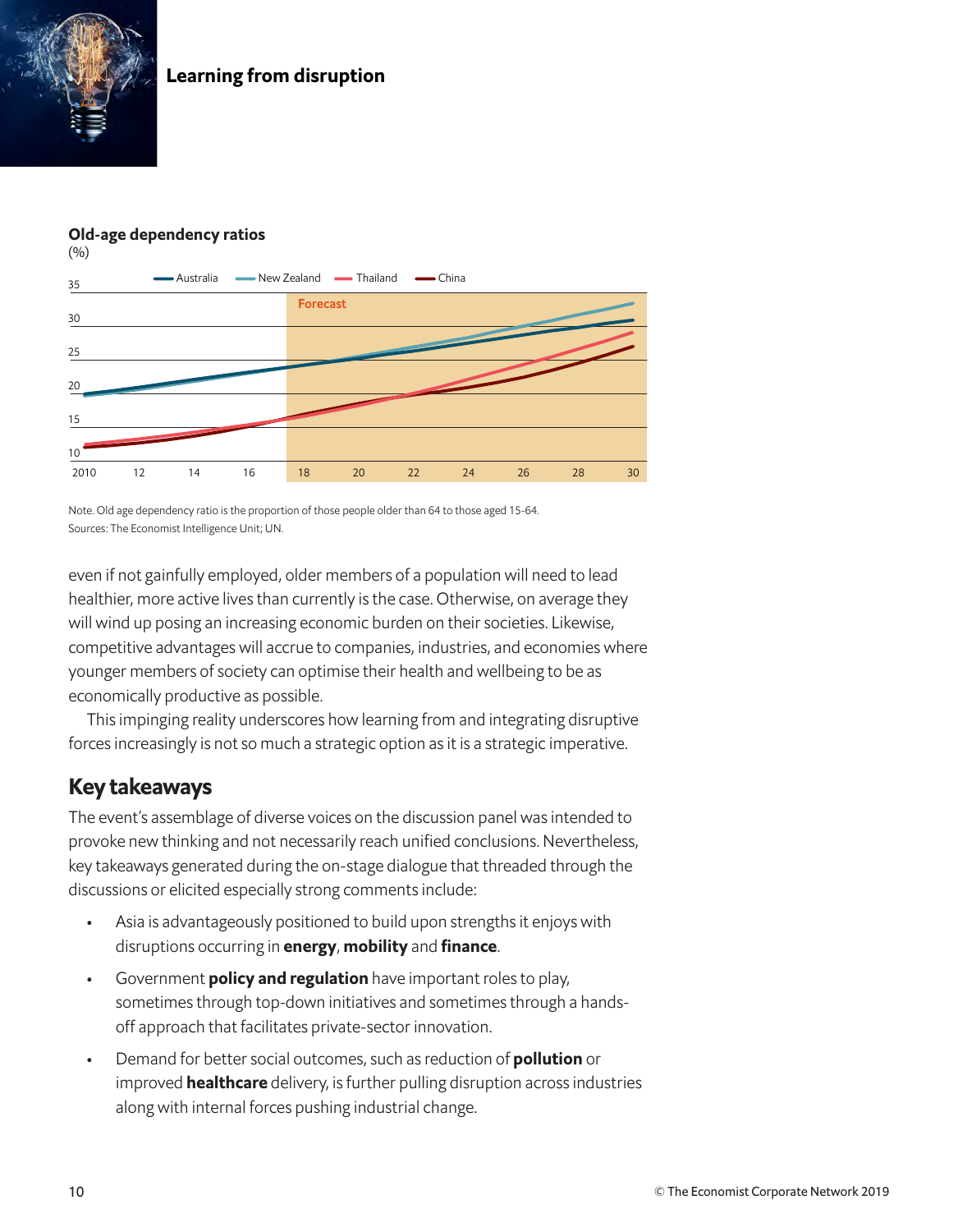**Old-age dependency ratios**
(%)

Note. Old age dependency ratio is the proportion of those people older than 64 to those aged 15-64.
Sources: The Economist Intelligence Unit; UN.

even if not gainfully employed, older members of a population will need to lead healthier, more active lives than currently is the case. Otherwise, on average they will wind up posing an increasing economic burden on their societies. Likewise, competitive advantages will accrue to companies, industries, and economies where younger members of society can optimise their health and wellbeing to be as economically productive as possible.

This impinging reality underscores how learning from and integrating disruptive forces increasingly is not so much a strategic option as it is a strategic imperative.

## Key takeaways

The event's assemblage of diverse voices on the discussion panel was intended to provoke new thinking and not necessarily reach unified conclusions. Nevertheless, key takeaways generated during the on-stage dialogue that threaded through the discussions or elicited especially strong comments include:

- Asia is advantageously positioned to build upon strengths it enjoys with disruptions occurring in **energy**, **mobility** and **finance**.
- Government **policy and regulation** have important roles to play, sometimes through top-down initiatives and sometimes through a hands-off approach that facilitates private-sector innovation.
- Demand for better social outcomes, such as reduction of **pollution** or improved **healthcare** delivery, is further pulling disruption across industries along with internal forces pushing industrial change.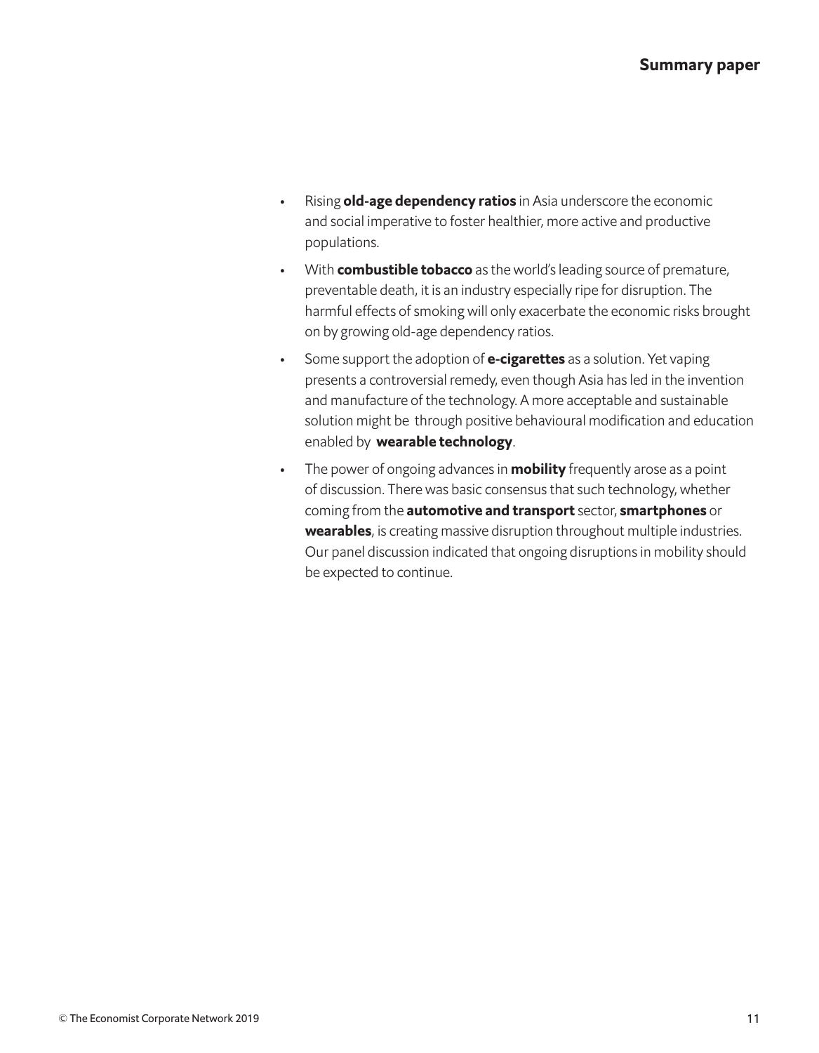- Rising **old-age dependency ratios** in Asia underscore the economic and social imperative to foster healthier, more active and productive populations.
- With **combustible tobacco** as the world's leading source of premature, preventable death, it is an industry especially ripe for disruption. The harmful effects of smoking will only exacerbate the economic risks brought on by growing old-age dependency ratios.
- Some support the adoption of **e-cigarettes** as a solution. Yet vaping presents a controversial remedy, even though Asia has led in the invention and manufacture of the technology. A more acceptable and sustainable solution might be through positive behavioural modification and education enabled by **wearable technology**.
- The power of ongoing advances in **mobility** frequently arose as a point of discussion. There was basic consensus that such technology, whether coming from the **automotive and transport** sector, **smartphones** or **wearables**, is creating massive disruption throughout multiple industries. Our panel discussion indicated that ongoing disruptions in mobility should be expected to continue.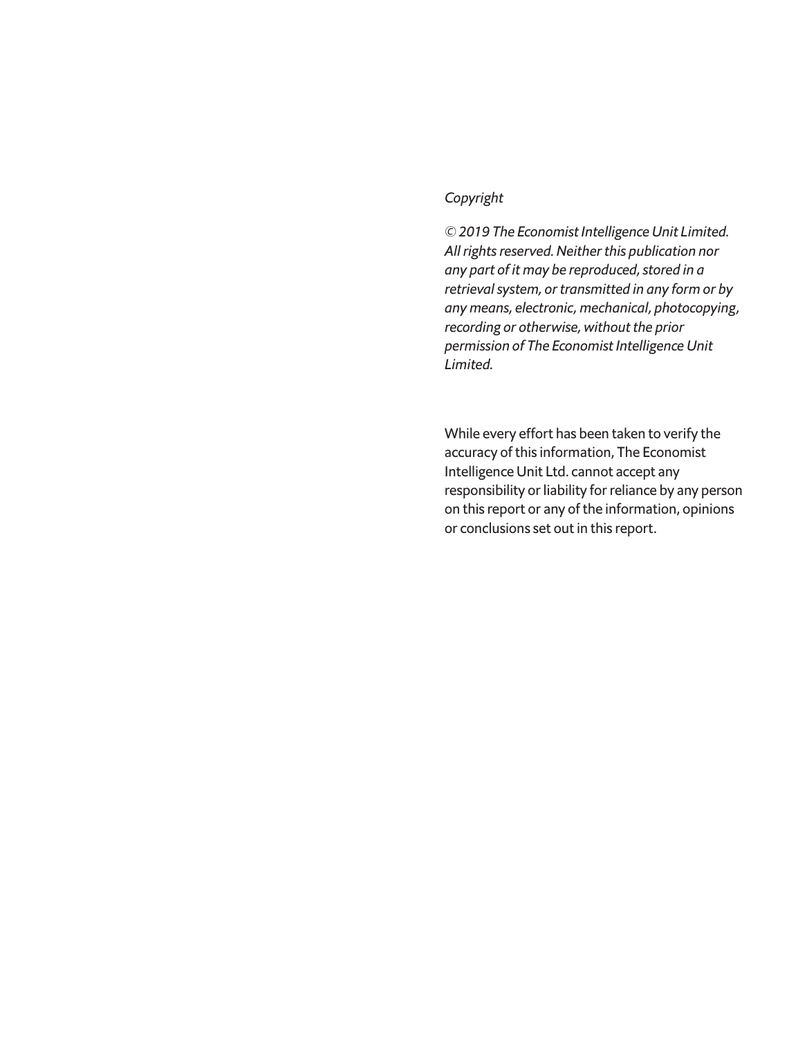*Copyright*

*© 2019 The Economist Intelligence Unit Limited. All rights reserved. Neither this publication nor any part of it may be reproduced, stored in a retrieval system, or transmitted in any form or by any means, electronic, mechanical, photocopying, recording or otherwise, without the prior permission of The Economist Intelligence Unit Limited.*

While every effort has been taken to verify the accuracy of this information, The Economist Intelligence Unit Ltd. cannot accept any responsibility or liability for reliance by any person on this report or any of the information, opinions or conclusions set out in this report.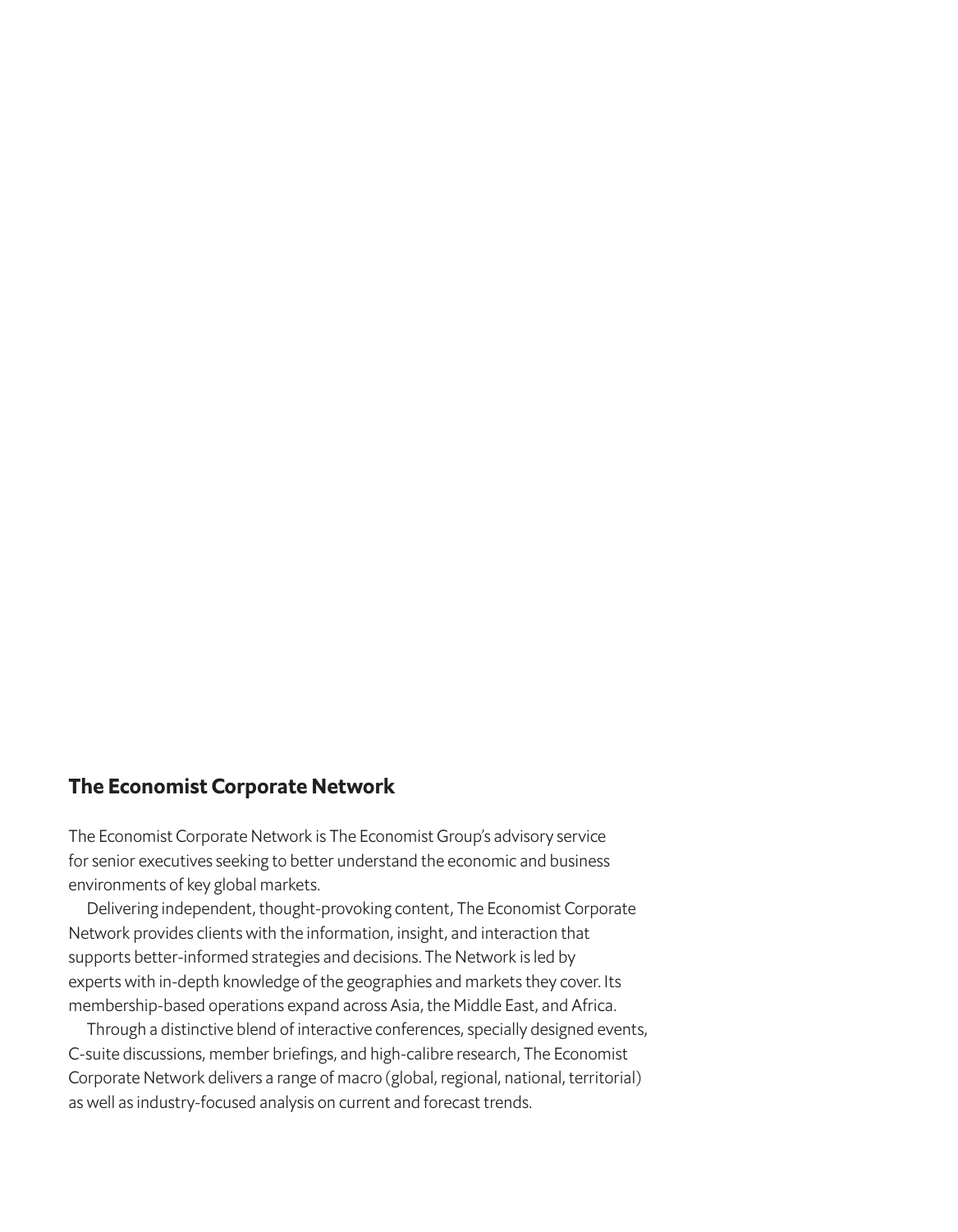## The Economist Corporate Network

The Economist Corporate Network is The Economist Group's advisory service for senior executives seeking to better understand the economic and business environments of key global markets.

Delivering independent, thought-provoking content, The Economist Corporate Network provides clients with the information, insight, and interaction that supports better-informed strategies and decisions. The Network is led by experts with in-depth knowledge of the geographies and markets they cover. Its membership-based operations expand across Asia, the Middle East, and Africa.

Through a distinctive blend of interactive conferences, specially designed events, C-suite discussions, member briefings, and high-calibre research, The Economist Corporate Network delivers a range of macro (global, regional, national, territorial) as well as industry-focused analysis on current and forecast trends.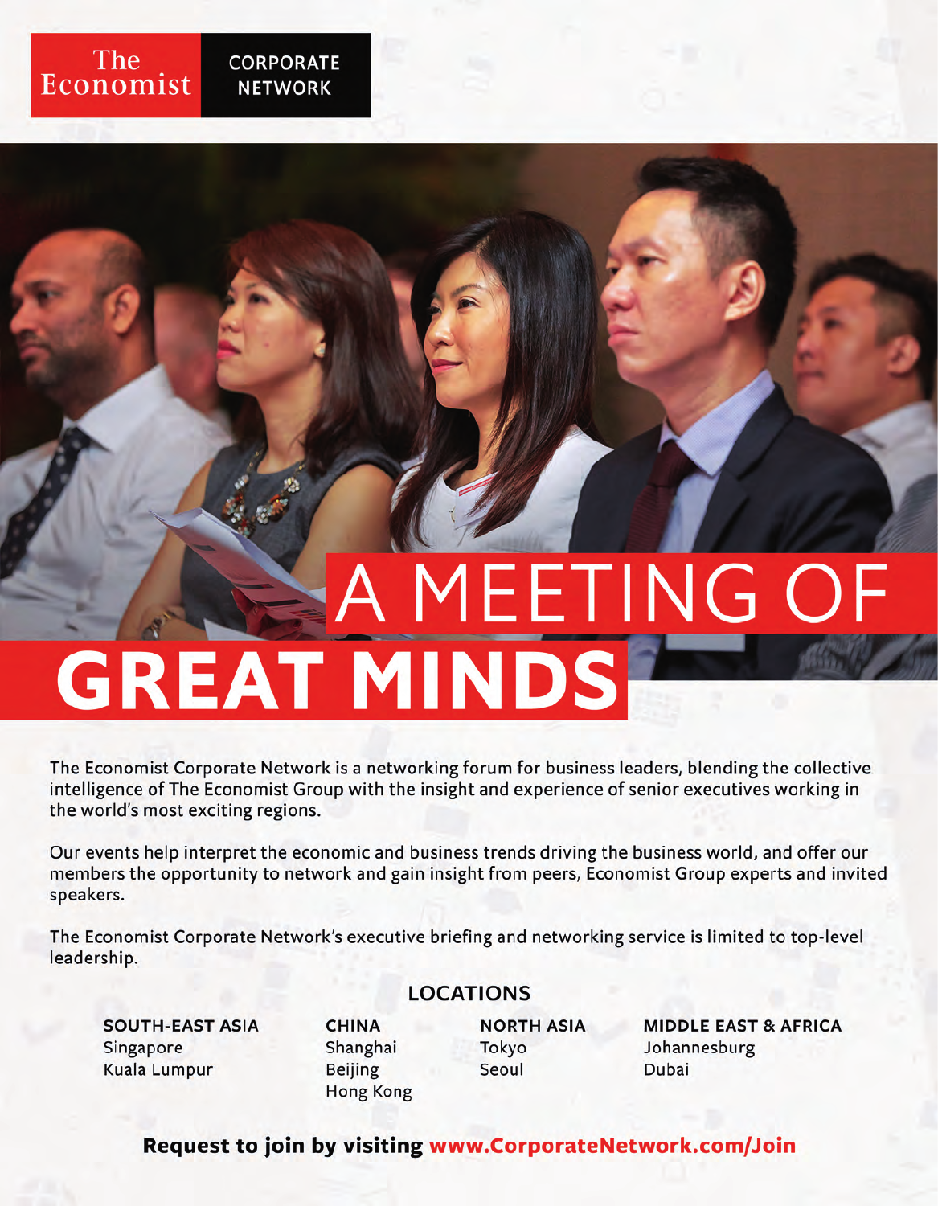The Economist | CORPORATE NETWORK

# A MEETING OF GREAT MINDS

The Economist Corporate Network is a networking forum for business leaders, blending the collective intelligence of The Economist Group with the insight and experience of senior executives working in the world's most exciting regions.

Our events help interpret the economic and business trends driving the business world, and offer our members the opportunity to network and gain insight from peers, Economist Group experts and invited speakers.

The Economist Corporate Network's executive briefing and networking service is limited to top-level leadership.

## LOCATIONS

**SOUTH-EAST ASIA**
Singapore
Kuala Lumpur

**CHINA**
Shanghai
Beijing
Hong Kong

**NORTH ASIA**
Tokyo
Seoul

**MIDDLE EAST & AFRICA**
Johannesburg
Dubai

**Request to join by visiting www.CorporateNetwork.com/Join**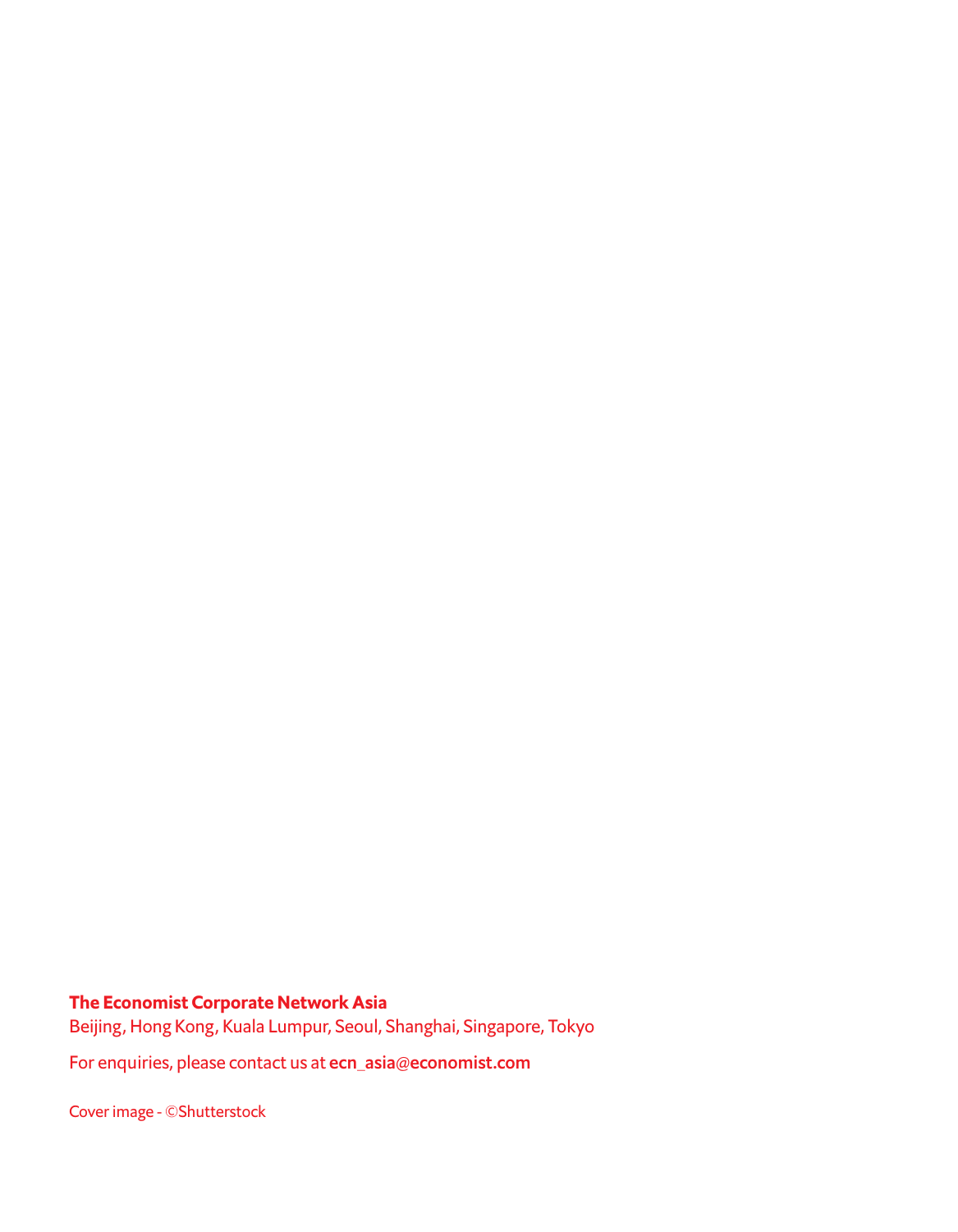**The Economist Corporate Network Asia**
Beijing, Hong Kong, Kuala Lumpur, Seoul, Shanghai, Singapore, Tokyo

For enquiries, please contact us at **ecn_asia@economist.com**

Cover image - ©Shutterstock